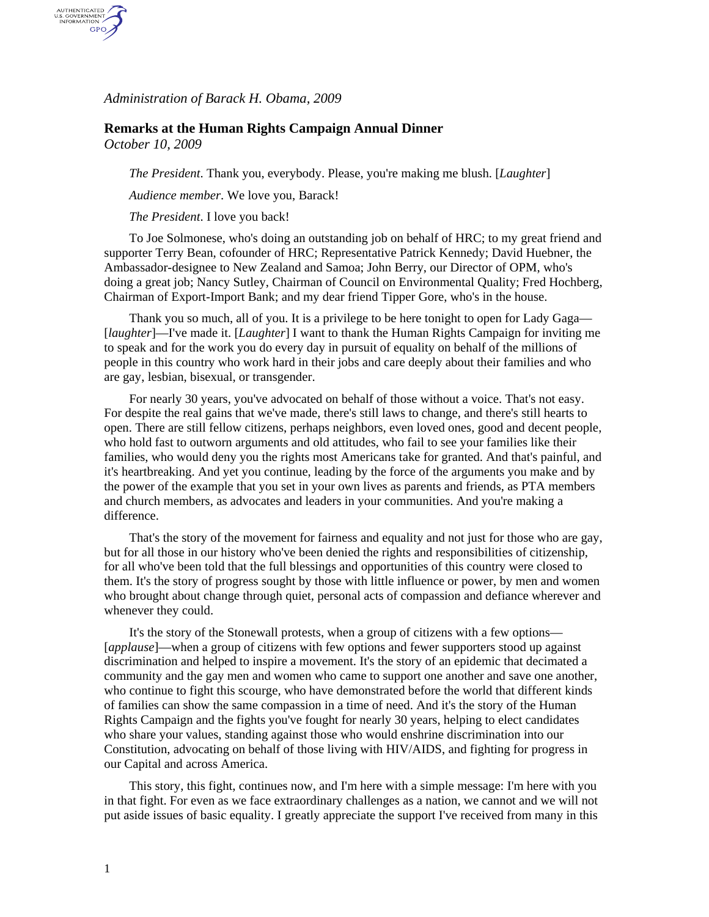*Administration of Barack H. Obama, 2009*

## Remarks at the Human Rights Campaign Annual Dinner

*October 10, 2009*

*The President*. Thank you, everybody. Please, you're making me blush. [*Laughter*]

*Audience member*. We love you, Barack!

*The President*. I love you back!

To Joe Solmonese, who's doing an outstanding job on behalf of HRC; to my great friend and supporter Terry Bean, cofounder of HRC; Representative Patrick Kennedy; David Huebner, the Ambassador-designee to New Zealand and Samoa; John Berry, our Director of OPM, who's doing a great job; Nancy Sutley, Chairman of Council on Environmental Quality; Fred Hochberg, Chairman of Export-Import Bank; and my dear friend Tipper Gore, who's in the house.

Thank you so much, all of you. It is a privilege to be here tonight to open for Lady Gaga—[*laughter*]—I've made it. [*Laughter*] I want to thank the Human Rights Campaign for inviting me to speak and for the work you do every day in pursuit of equality on behalf of the millions of people in this country who work hard in their jobs and care deeply about their families and who are gay, lesbian, bisexual, or transgender.

For nearly 30 years, you've advocated on behalf of those without a voice. That's not easy. For despite the real gains that we've made, there's still laws to change, and there's still hearts to open. There are still fellow citizens, perhaps neighbors, even loved ones, good and decent people, who hold fast to outworn arguments and old attitudes, who fail to see your families like their families, who would deny you the rights most Americans take for granted. And that's painful, and it's heartbreaking. And yet you continue, leading by the force of the arguments you make and by the power of the example that you set in your own lives as parents and friends, as PTA members and church members, as advocates and leaders in your communities. And you're making a difference.

That's the story of the movement for fairness and equality and not just for those who are gay, but for all those in our history who've been denied the rights and responsibilities of citizenship, for all who've been told that the full blessings and opportunities of this country were closed to them. It's the story of progress sought by those with little influence or power, by men and women who brought about change through quiet, personal acts of compassion and defiance wherever and whenever they could.

It's the story of the Stonewall protests, when a group of citizens with a few options—[*applause*]—when a group of citizens with few options and fewer supporters stood up against discrimination and helped to inspire a movement. It's the story of an epidemic that decimated a community and the gay men and women who came to support one another and save one another, who continue to fight this scourge, who have demonstrated before the world that different kinds of families can show the same compassion in a time of need. And it's the story of the Human Rights Campaign and the fights you've fought for nearly 30 years, helping to elect candidates who share your values, standing against those who would enshrine discrimination into our Constitution, advocating on behalf of those living with HIV/AIDS, and fighting for progress in our Capital and across America.

This story, this fight, continues now, and I'm here with a simple message: I'm here with you in that fight. For even as we face extraordinary challenges as a nation, we cannot and we will not put aside issues of basic equality. I greatly appreciate the support I've received from many in this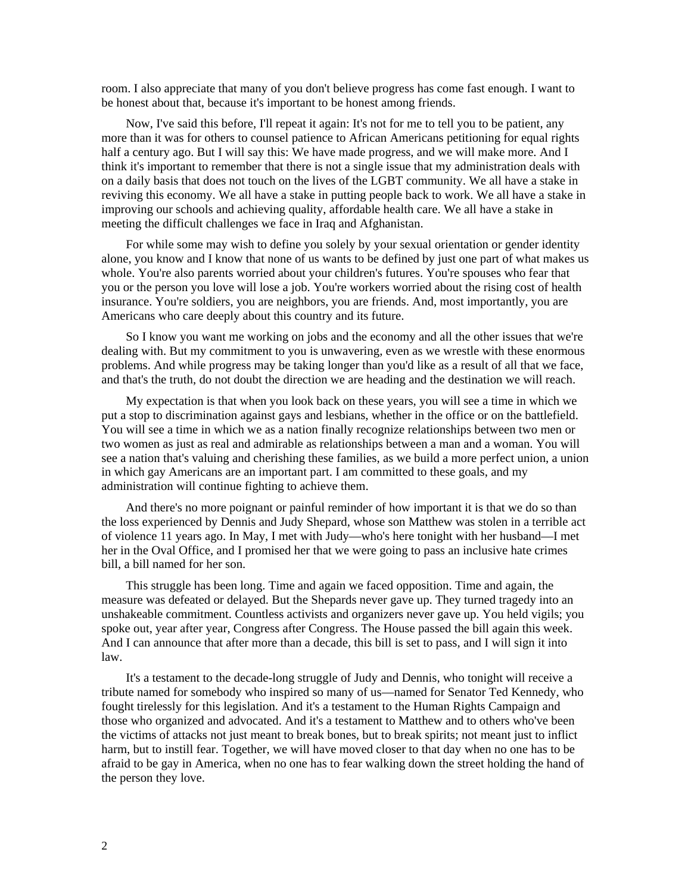room. I also appreciate that many of you don't believe progress has come fast enough. I want to be honest about that, because it's important to be honest among friends.

Now, I've said this before, I'll repeat it again: It's not for me to tell you to be patient, any more than it was for others to counsel patience to African Americans petitioning for equal rights half a century ago. But I will say this: We have made progress, and we will make more. And I think it's important to remember that there is not a single issue that my administration deals with on a daily basis that does not touch on the lives of the LGBT community. We all have a stake in reviving this economy. We all have a stake in putting people back to work. We all have a stake in improving our schools and achieving quality, affordable health care. We all have a stake in meeting the difficult challenges we face in Iraq and Afghanistan.

For while some may wish to define you solely by your sexual orientation or gender identity alone, you know and I know that none of us wants to be defined by just one part of what makes us whole. You're also parents worried about your children's futures. You're spouses who fear that you or the person you love will lose a job. You're workers worried about the rising cost of health insurance. You're soldiers, you are neighbors, you are friends. And, most importantly, you are Americans who care deeply about this country and its future.

So I know you want me working on jobs and the economy and all the other issues that we're dealing with. But my commitment to you is unwavering, even as we wrestle with these enormous problems. And while progress may be taking longer than you'd like as a result of all that we face, and that's the truth, do not doubt the direction we are heading and the destination we will reach.

My expectation is that when you look back on these years, you will see a time in which we put a stop to discrimination against gays and lesbians, whether in the office or on the battlefield. You will see a time in which we as a nation finally recognize relationships between two men or two women as just as real and admirable as relationships between a man and a woman. You will see a nation that's valuing and cherishing these families, as we build a more perfect union, a union in which gay Americans are an important part. I am committed to these goals, and my administration will continue fighting to achieve them.

And there's no more poignant or painful reminder of how important it is that we do so than the loss experienced by Dennis and Judy Shepard, whose son Matthew was stolen in a terrible act of violence 11 years ago. In May, I met with Judy—who's here tonight with her husband—I met her in the Oval Office, and I promised her that we were going to pass an inclusive hate crimes bill, a bill named for her son.

This struggle has been long. Time and again we faced opposition. Time and again, the measure was defeated or delayed. But the Shepards never gave up. They turned tragedy into an unshakeable commitment. Countless activists and organizers never gave up. You held vigils; you spoke out, year after year, Congress after Congress. The House passed the bill again this week. And I can announce that after more than a decade, this bill is set to pass, and I will sign it into law.

It's a testament to the decade-long struggle of Judy and Dennis, who tonight will receive a tribute named for somebody who inspired so many of us—named for Senator Ted Kennedy, who fought tirelessly for this legislation. And it's a testament to the Human Rights Campaign and those who organized and advocated. And it's a testament to Matthew and to others who've been the victims of attacks not just meant to break bones, but to break spirits; not meant just to inflict harm, but to instill fear. Together, we will have moved closer to that day when no one has to be afraid to be gay in America, when no one has to fear walking down the street holding the hand of the person they love.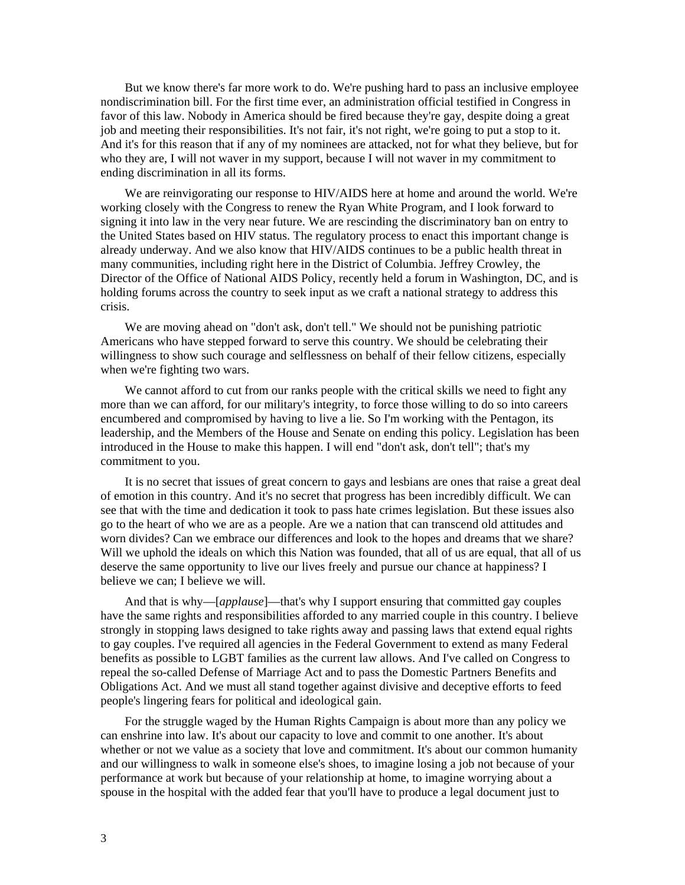But we know there's far more work to do. We're pushing hard to pass an inclusive employee nondiscrimination bill. For the first time ever, an administration official testified in Congress in favor of this law. Nobody in America should be fired because they're gay, despite doing a great job and meeting their responsibilities. It's not fair, it's not right, we're going to put a stop to it. And it's for this reason that if any of my nominees are attacked, not for what they believe, but for who they are, I will not waver in my support, because I will not waver in my commitment to ending discrimination in all its forms.

We are reinvigorating our response to HIV/AIDS here at home and around the world. We're working closely with the Congress to renew the Ryan White Program, and I look forward to signing it into law in the very near future. We are rescinding the discriminatory ban on entry to the United States based on HIV status. The regulatory process to enact this important change is already underway. And we also know that HIV/AIDS continues to be a public health threat in many communities, including right here in the District of Columbia. Jeffrey Crowley, the Director of the Office of National AIDS Policy, recently held a forum in Washington, DC, and is holding forums across the country to seek input as we craft a national strategy to address this crisis.

We are moving ahead on "don't ask, don't tell." We should not be punishing patriotic Americans who have stepped forward to serve this country. We should be celebrating their willingness to show such courage and selflessness on behalf of their fellow citizens, especially when we're fighting two wars.

We cannot afford to cut from our ranks people with the critical skills we need to fight any more than we can afford, for our military's integrity, to force those willing to do so into careers encumbered and compromised by having to live a lie. So I'm working with the Pentagon, its leadership, and the Members of the House and Senate on ending this policy. Legislation has been introduced in the House to make this happen. I will end "don't ask, don't tell"; that's my commitment to you.

It is no secret that issues of great concern to gays and lesbians are ones that raise a great deal of emotion in this country. And it's no secret that progress has been incredibly difficult. We can see that with the time and dedication it took to pass hate crimes legislation. But these issues also go to the heart of who we are as a people. Are we a nation that can transcend old attitudes and worn divides? Can we embrace our differences and look to the hopes and dreams that we share? Will we uphold the ideals on which this Nation was founded, that all of us are equal, that all of us deserve the same opportunity to live our lives freely and pursue our chance at happiness? I believe we can; I believe we will.

And that is why—[*applause*]—that's why I support ensuring that committed gay couples have the same rights and responsibilities afforded to any married couple in this country. I believe strongly in stopping laws designed to take rights away and passing laws that extend equal rights to gay couples. I've required all agencies in the Federal Government to extend as many Federal benefits as possible to LGBT families as the current law allows. And I've called on Congress to repeal the so-called Defense of Marriage Act and to pass the Domestic Partners Benefits and Obligations Act. And we must all stand together against divisive and deceptive efforts to feed people's lingering fears for political and ideological gain.

For the struggle waged by the Human Rights Campaign is about more than any policy we can enshrine into law. It's about our capacity to love and commit to one another. It's about whether or not we value as a society that love and commitment. It's about our common humanity and our willingness to walk in someone else's shoes, to imagine losing a job not because of your performance at work but because of your relationship at home, to imagine worrying about a spouse in the hospital with the added fear that you'll have to produce a legal document just to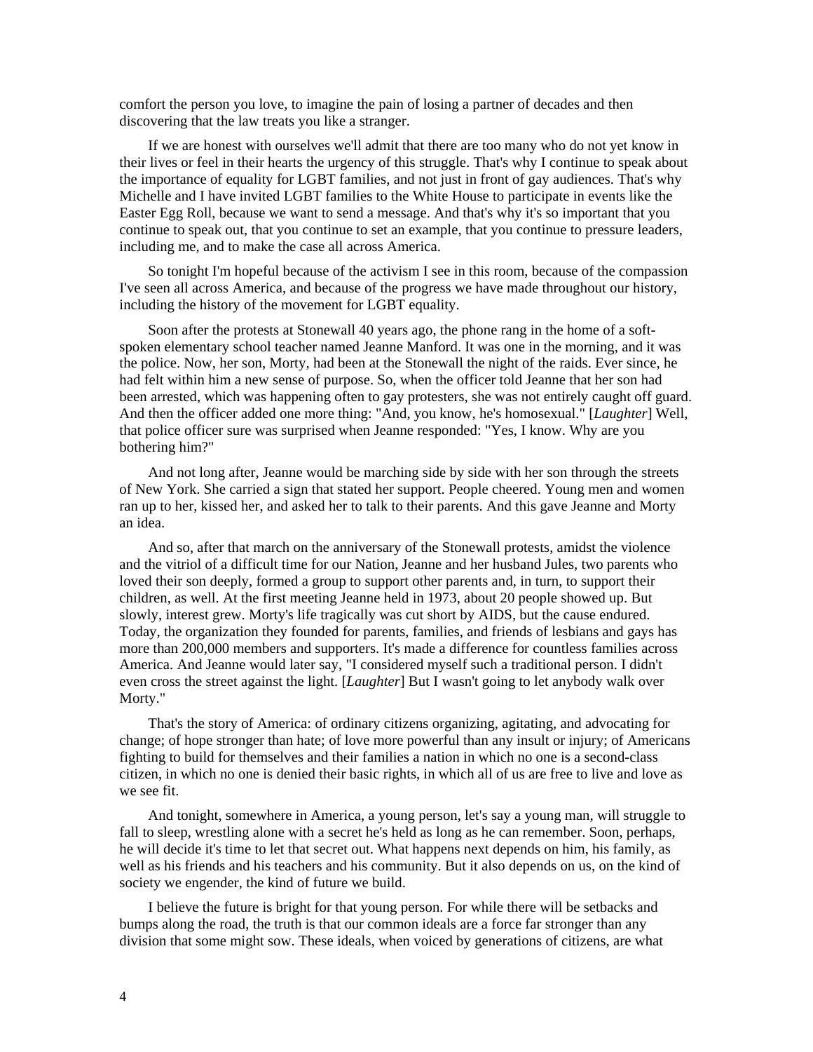comfort the person you love, to imagine the pain of losing a partner of decades and then discovering that the law treats you like a stranger.

If we are honest with ourselves we'll admit that there are too many who do not yet know in their lives or feel in their hearts the urgency of this struggle. That's why I continue to speak about the importance of equality for LGBT families, and not just in front of gay audiences. That's why Michelle and I have invited LGBT families to the White House to participate in events like the Easter Egg Roll, because we want to send a message. And that's why it's so important that you continue to speak out, that you continue to set an example, that you continue to pressure leaders, including me, and to make the case all across America.

So tonight I'm hopeful because of the activism I see in this room, because of the compassion I've seen all across America, and because of the progress we have made throughout our history, including the history of the movement for LGBT equality.

Soon after the protests at Stonewall 40 years ago, the phone rang in the home of a soft-spoken elementary school teacher named Jeanne Manford. It was one in the morning, and it was the police. Now, her son, Morty, had been at the Stonewall the night of the raids. Ever since, he had felt within him a new sense of purpose. So, when the officer told Jeanne that her son had been arrested, which was happening often to gay protesters, she was not entirely caught off guard. And then the officer added one more thing: "And, you know, he's homosexual." [*Laughter*] Well, that police officer sure was surprised when Jeanne responded: "Yes, I know. Why are you bothering him?"

And not long after, Jeanne would be marching side by side with her son through the streets of New York. She carried a sign that stated her support. People cheered. Young men and women ran up to her, kissed her, and asked her to talk to their parents. And this gave Jeanne and Morty an idea.

And so, after that march on the anniversary of the Stonewall protests, amidst the violence and the vitriol of a difficult time for our Nation, Jeanne and her husband Jules, two parents who loved their son deeply, formed a group to support other parents and, in turn, to support their children, as well. At the first meeting Jeanne held in 1973, about 20 people showed up. But slowly, interest grew. Morty's life tragically was cut short by AIDS, but the cause endured. Today, the organization they founded for parents, families, and friends of lesbians and gays has more than 200,000 members and supporters. It's made a difference for countless families across America. And Jeanne would later say, "I considered myself such a traditional person. I didn't even cross the street against the light. [*Laughter*] But I wasn't going to let anybody walk over Morty."

That's the story of America: of ordinary citizens organizing, agitating, and advocating for change; of hope stronger than hate; of love more powerful than any insult or injury; of Americans fighting to build for themselves and their families a nation in which no one is a second-class citizen, in which no one is denied their basic rights, in which all of us are free to live and love as we see fit.

And tonight, somewhere in America, a young person, let's say a young man, will struggle to fall to sleep, wrestling alone with a secret he's held as long as he can remember. Soon, perhaps, he will decide it's time to let that secret out. What happens next depends on him, his family, as well as his friends and his teachers and his community. But it also depends on us, on the kind of society we engender, the kind of future we build.

I believe the future is bright for that young person. For while there will be setbacks and bumps along the road, the truth is that our common ideals are a force far stronger than any division that some might sow. These ideals, when voiced by generations of citizens, are what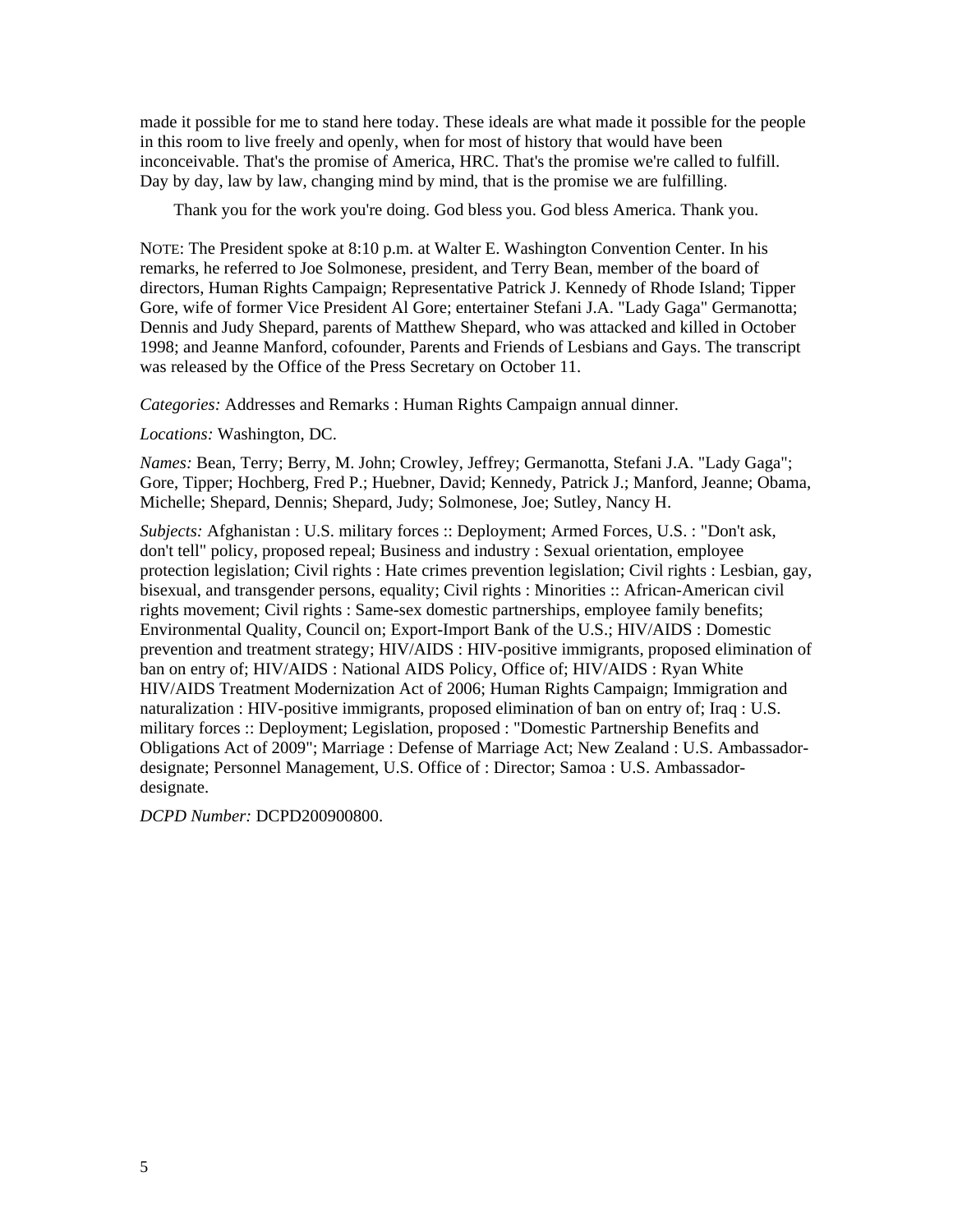made it possible for me to stand here today. These ideals are what made it possible for the people in this room to live freely and openly, when for most of history that would have been inconceivable. That's the promise of America, HRC. That's the promise we're called to fulfill. Day by day, law by law, changing mind by mind, that is the promise we are fulfilling.

Thank you for the work you're doing. God bless you. God bless America. Thank you.

NOTE: The President spoke at 8:10 p.m. at Walter E. Washington Convention Center. In his remarks, he referred to Joe Solmonese, president, and Terry Bean, member of the board of directors, Human Rights Campaign; Representative Patrick J. Kennedy of Rhode Island; Tipper Gore, wife of former Vice President Al Gore; entertainer Stefani J.A. "Lady Gaga" Germanotta; Dennis and Judy Shepard, parents of Matthew Shepard, who was attacked and killed in October 1998; and Jeanne Manford, cofounder, Parents and Friends of Lesbians and Gays. The transcript was released by the Office of the Press Secretary on October 11.

*Categories:* Addresses and Remarks : Human Rights Campaign annual dinner.

*Locations:* Washington, DC.

*Names:* Bean, Terry; Berry, M. John; Crowley, Jeffrey; Germanotta, Stefani J.A. "Lady Gaga"; Gore, Tipper; Hochberg, Fred P.; Huebner, David; Kennedy, Patrick J.; Manford, Jeanne; Obama, Michelle; Shepard, Dennis; Shepard, Judy; Solmonese, Joe; Sutley, Nancy H.

*Subjects:* Afghanistan : U.S. military forces :: Deployment; Armed Forces, U.S. : "Don't ask, don't tell" policy, proposed repeal; Business and industry : Sexual orientation, employee protection legislation; Civil rights : Hate crimes prevention legislation; Civil rights : Lesbian, gay, bisexual, and transgender persons, equality; Civil rights : Minorities :: African-American civil rights movement; Civil rights : Same-sex domestic partnerships, employee family benefits; Environmental Quality, Council on; Export-Import Bank of the U.S.; HIV/AIDS : Domestic prevention and treatment strategy; HIV/AIDS : HIV-positive immigrants, proposed elimination of ban on entry of; HIV/AIDS : National AIDS Policy, Office of; HIV/AIDS : Ryan White HIV/AIDS Treatment Modernization Act of 2006; Human Rights Campaign; Immigration and naturalization : HIV-positive immigrants, proposed elimination of ban on entry of; Iraq : U.S. military forces :: Deployment; Legislation, proposed : "Domestic Partnership Benefits and Obligations Act of 2009"; Marriage : Defense of Marriage Act; New Zealand : U.S. Ambassador-designate; Personnel Management, U.S. Office of : Director; Samoa : U.S. Ambassador-designate.

*DCPD Number:* DCPD200900800.